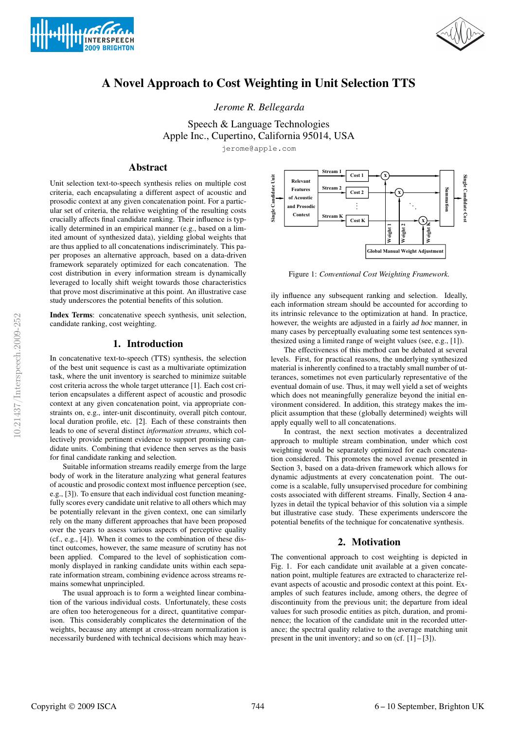# A Novel Approach to Cost Weighting in Unit Selection TTS

*Jerome R. Bellegarda*

Speech & Language Technologies
Apple Inc., Cupertino, California 95014, USA

jerome@apple.com

## Abstract

Unit selection text-to-speech synthesis relies on multiple cost criteria, each encapsulating a different aspect of acoustic and prosodic context at any given concatenation point. For a particular set of criteria, the relative weighting of the resulting costs crucially affects final candidate ranking. Their influence is typically determined in an empirical manner (e.g., based on a limited amount of synthesized data), yielding global weights that are thus applied to all concatenations indiscriminately. This paper proposes an alternative approach, based on a data-driven framework separately optimized for each concatenation. The cost distribution in every information stream is dynamically leveraged to locally shift weight towards those characteristics that prove most discriminative at this point. An illustrative case study underscores the potential benefits of this solution.

**Index Terms**: concatenative speech synthesis, unit selection, candidate ranking, cost weighting.

## 1. Introduction

In concatenative text-to-speech (TTS) synthesis, the selection of the best unit sequence is cast as a multivariate optimization task, where the unit inventory is searched to minimize suitable cost criteria across the whole target utterance [1]. Each cost criterion encapsulates a different aspect of acoustic and prosodic context at any given concatenation point, via appropriate constraints on, e.g., inter-unit discontinuity, overall pitch contour, local duration profile, etc. [2]. Each of these constraints then leads to one of several distinct *information streams*, which collectively provide pertinent evidence to support promising candidate units. Combining that evidence then serves as the basis for final candidate ranking and selection.

Suitable information streams readily emerge from the large body of work in the literature analyzing what general features of acoustic and prosodic context most influence perception (see, e.g., [3]). To ensure that each individual cost function meaningfully scores every candidate unit relative to all others which may be potentially relevant in the given context, one can similarly rely on the many different approaches that have been proposed over the years to assess various aspects of perceptive quality (cf., e.g., [4]). When it comes to the combination of these distinct outcomes, however, the same measure of scrutiny has not been applied. Compared to the level of sophistication commonly displayed in ranking candidate units within each separate information stream, combining evidence across streams remains somewhat unprincipled.

The usual approach is to form a weighted linear combination of the various individual costs. Unfortunately, these costs are often too heterogeneous for a direct, quantitative comparison. This considerably complicates the determination of the weights, because any attempt at cross-stream normalization is necessarily burdened with technical decisions which may heavily influence any subsequent ranking and selection. Ideally, each information stream should be accounted for according to its intrinsic relevance to the optimization at hand. In practice, however, the weights are adjusted in a fairly *ad hoc* manner, in many cases by perceptually evaluating some test sentences synthesized using a limited range of weight values (see, e.g., [1]).

Single Candidate Unit
Relevant Features of Acoustic and Prosodic Context
Stream 1
Stream 2
Stream K
Cost 1
Cost 2
Cost K
Weight 1
Weight 2
Weight K
Global Manual Weight Adjustment
Summation
Single Candidate Cost

Figure 1: *Conventional Cost Weighting Framework.*

The effectiveness of this method can be debated at several levels. First, for practical reasons, the underlying synthesized material is inherently confined to a tractably small number of utterances, sometimes not even particularly representative of the eventual domain of use. Thus, it may well yield a set of weights which does not meaningfully generalize beyond the initial environment considered. In addition, this strategy makes the implicit assumption that these (globally determined) weights will apply equally well to all concatenations.

In contrast, the next section motivates a decentralized approach to multiple stream combination, under which cost weighting would be separately optimized for each concatenation considered. This promotes the novel avenue presented in Section 3, based on a data-driven framework which allows for dynamic adjustments at every concatenation point. The outcome is a scalable, fully unsupervised procedure for combining costs associated with different streams. Finally, Section 4 analyzes in detail the typical behavior of this solution via a simple but illustrative case study. These experiments underscore the potential benefits of the technique for concatenative synthesis.

## 2. Motivation

The conventional approach to cost weighting is depicted in Fig. 1. For each candidate unit available at a given concatenation point, multiple features are extracted to characterize relevant aspects of acoustic and prosodic context at this point. Examples of such features include, among others, the degree of discontinuity from the previous unit; the departure from ideal values for such prosodic entities as pitch, duration, and prominence; the location of the candidate unit in the recorded utterance; the spectral quality relative to the average matching unit present in the unit inventory; and so on (cf. [1]–[3]).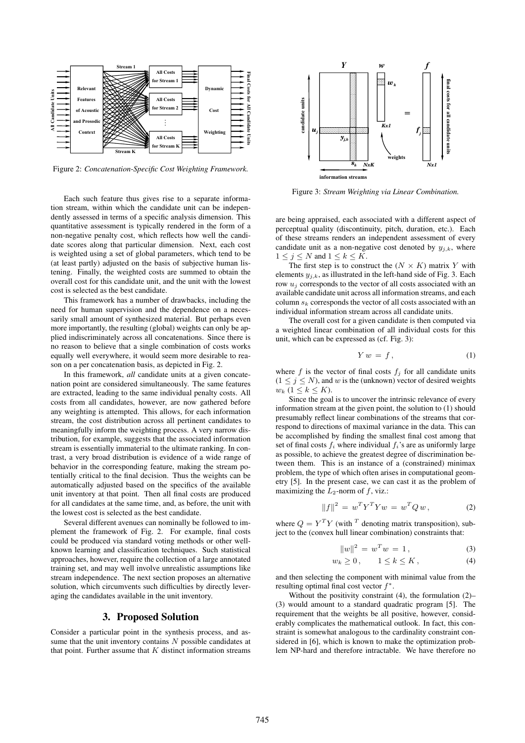Figure 2: *Concatenation-Specific Cost Weighting Framework.*

Each such feature thus gives rise to a separate information stream, within which the candidate unit can be independently assessed in terms of a specific analysis dimension. This quantitative assessment is typically rendered in the form of a non-negative penalty cost, which reflects how well the candidate scores along that particular dimension. Next, each cost is weighted using a set of global parameters, which tend to be (at least partly) adjusted on the basis of subjective human listening. Finally, the weighted costs are summed to obtain the overall cost for this candidate unit, and the unit with the lowest cost is selected as the best candidate.

This framework has a number of drawbacks, including the need for human supervision and the dependence on a necessarily small amount of synthesized material. But perhaps even more importantly, the resulting (global) weights can only be applied indiscriminately across all concatenations. Since there is no reason to believe that a single combination of costs works equally well everywhere, it would seem more desirable to reason on a per concatenation basis, as depicted in Fig. 2.

In this framework, *all* candidate units at a given concatenation point are considered simultaneously. The same features are extracted, leading to the same individual penalty costs. All costs from all candidates, however, are now gathered before any weighting is attempted. This allows, for each information stream, the cost distribution across all pertinent candidates to meaningfully inform the weighting process. A very narrow distribution, for example, suggests that the associated information stream is essentially immaterial to the ultimate ranking. In contrast, a very broad distribution is evidence of a wide range of behavior in the corresponding feature, making the stream potentially critical to the final decision. Thus the weights can be automatically adjusted based on the specifics of the available unit inventory at that point. Then all final costs are produced for all candidates at the same time, and, as before, the unit with the lowest cost is selected as the best candidate.

Several different avenues can nominally be followed to implement the framework of Fig. 2. For example, final costs could be produced via standard voting methods or other well-known learning and classification techniques. Such statistical approaches, however, require the collection of a large annotated training set, and may well involve unrealistic assumptions like stream independence. The next section proposes an alternative solution, which circumvents such difficulties by directly leveraging the candidates available in the unit inventory.

## 3. Proposed Solution

Consider a particular point in the synthesis process, and assume that the unit inventory contains $N$ possible candidates at that point. Further assume that $K$ distinct information streams are being appraised, each associated with a different aspect of perceptual quality (discontinuity, pitch, duration, etc.). Each of these streams renders an independent assessment of every candidate unit as a non-negative cost denoted by $y_{j,k}$, where $1 \leq j \leq N$ and $1 \leq k \leq K$.

Figure 3: *Stream Weighting via Linear Combination.*

The first step is to construct the $(N \times K)$ matrix $Y$ with elements $y_{j,k}$, as illustrated in the left-hand side of Fig. 3. Each row $u_j$ corresponds to the vector of all costs associated with an available candidate unit across all information streams, and each column $s_k$ corresponds the vector of all costs associated with an individual information stream across all candidate units.

The overall cost for a given candidate is then computed via a weighted linear combination of all individual costs for this unit, which can be expressed as (cf. Fig. 3):

$$Y\,w \;=\; f\,, \tag{1}$$

where $f$ is the vector of final costs $f_j$ for all candidate units $(1 \leq j \leq N)$, and $w$ is the (unknown) vector of desired weights $w_k$ $(1 \leq k \leq K)$.

Since the goal is to uncover the intrinsic relevance of every information stream at the given point, the solution to (1) should presumably reflect linear combinations of the streams that correspond to directions of maximal variance in the data. This can be accomplished by finding the smallest final cost among that set of final costs $f_i$ where individual $f_i$'s are as uniformly large as possible, to achieve the greatest degree of discrimination between them. This is an instance of a (constrained) minimax problem, the type of which often arises in computational geometry [5]. In the present case, we can cast it as the problem of maximizing the $L_2$-norm of $f$, viz.:

$$\|f\|^2 \;=\; w^T Y^T Y w \;=\; w^T Q\, w\,, \tag{2}$$

where $Q = Y^T Y$ (with $^T$ denoting matrix transposition), subject to the (convex hull linear combination) constraints that:

$$\|w\|^2 \;=\; w^T w \;=\; 1\,, \tag{3}$$

$$w_k \geq 0\,, \qquad 1 \leq k \leq K\,, \tag{4}$$

and then selecting the component with minimal value from the resulting optimal final cost vector $f^*$.

Without the positivity constraint (4), the formulation (2)–(3) would amount to a standard quadratic program [5]. The requirement that the weights be all positive, however, considerably complicates the mathematical outlook. In fact, this constraint is somewhat analogous to the cardinality constraint considered in [6], which is known to make the optimization problem NP-hard and therefore intractable. We have therefore no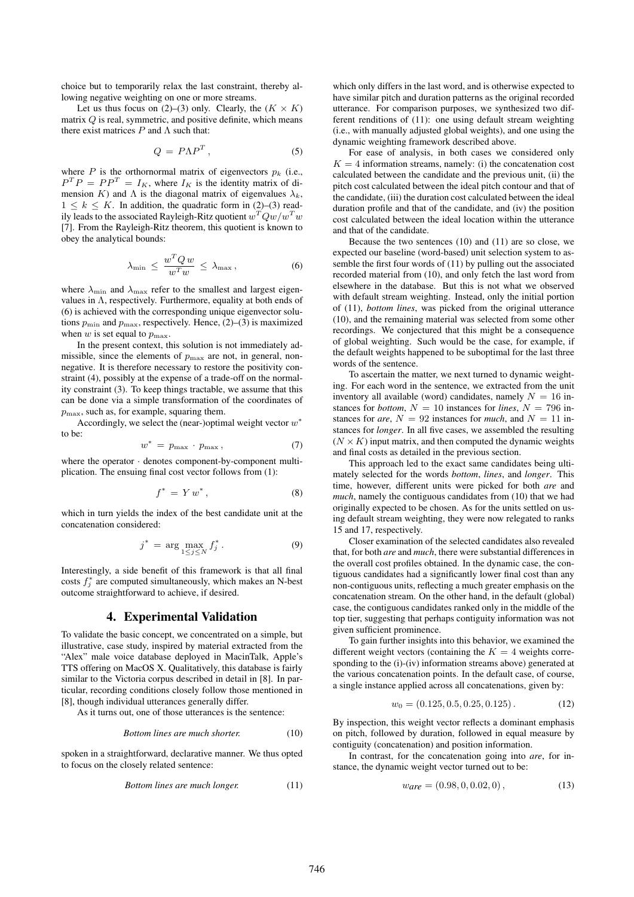choice but to temporarily relax the last constraint, thereby allowing negative weighting on one or more streams.

Let us thus focus on (2)–(3) only. Clearly, the $(K \times K)$ matrix $Q$ is real, symmetric, and positive definite, which means there exist matrices $P$ and $\Lambda$ such that:

$$Q = P \Lambda P^T , \tag{5}$$

where $P$ is the orthonormal matrix of eigenvectors $p_k$ (i.e., $P^T P = P P^T = I_K$, where $I_K$ is the identity matrix of dimension $K$) and $\Lambda$ is the diagonal matrix of eigenvalues $\lambda_k$, $1 \leq k \leq K$. In addition, the quadratic form in (2)–(3) readily leads to the associated Rayleigh-Ritz quotient $w^T Q w / w^T w$ [7]. From the Rayleigh-Ritz theorem, this quotient is known to obey the analytical bounds:

$$\lambda_{\min} \leq \frac{w^T Q \, w}{w^T w} \leq \lambda_{\max} , \tag{6}$$

where $\lambda_{\min}$ and $\lambda_{\max}$ refer to the smallest and largest eigenvalues in $\Lambda$, respectively. Furthermore, equality at both ends of (6) is achieved with the corresponding unique eigenvector solutions $p_{\min}$ and $p_{\max}$, respectively. Hence, (2)–(3) is maximized when $w$ is set equal to $p_{\max}$.

In the present context, this solution is not immediately admissible, since the elements of $p_{\max}$ are not, in general, nonnegative. It is therefore necessary to restore the positivity constraint (4), possibly at the expense of a trade-off on the normality constraint (3). To keep things tractable, we assume that this can be done via a simple transformation of the coordinates of $p_{\max}$, such as, for example, squaring them.

Accordingly, we select the (near-)optimal weight vector $w^*$ to be:

$$w^* = p_{\max} \cdot p_{\max} , \tag{7}$$

where the operator $\cdot$ denotes component-by-component multiplication. The ensuing final cost vector follows from (1):

$$f^* = Y \, w^* , \tag{8}$$

which in turn yields the index of the best candidate unit at the concatenation considered:

$$j^* = \arg \max_{1 \leq j \leq N} f_j^* . \tag{9}$$

Interestingly, a side benefit of this framework is that all final costs $f_j^*$ are computed simultaneously, which makes an N-best outcome straightforward to achieve, if desired.

## 4. Experimental Validation

To validate the basic concept, we concentrated on a simple, but illustrative, case study, inspired by material extracted from the "Alex" male voice database deployed in MacinTalk, Apple's TTS offering on MacOS X. Qualitatively, this database is fairly similar to the Victoria corpus described in detail in [8]. In particular, recording conditions closely follow those mentioned in [8], though individual utterances generally differ.

As it turns out, one of those utterances is the sentence:

*Bottom lines are much shorter.* (10)

spoken in a straightforward, declarative manner. We thus opted to focus on the closely related sentence:

*Bottom lines are much longer.* (11)

which only differs in the last word, and is otherwise expected to have similar pitch and duration patterns as the original recorded utterance. For comparison purposes, we synthesized two different renditions of (11): one using default stream weighting (i.e., with manually adjusted global weights), and one using the dynamic weighting framework described above.

For ease of analysis, in both cases we considered only $K = 4$ information streams, namely: (i) the concatenation cost calculated between the candidate and the previous unit, (ii) the pitch cost calculated between the ideal pitch contour and that of the candidate, (iii) the duration cost calculated between the ideal duration profile and that of the candidate, and (iv) the position cost calculated between the ideal location within the utterance and that of the candidate.

Because the two sentences (10) and (11) are so close, we expected our baseline (word-based) unit selection system to assemble the first four words of (11) by pulling out the associated recorded material from (10), and only fetch the last word from elsewhere in the database. But this is not what we observed with default stream weighting. Instead, only the initial portion of (11), *bottom lines*, was picked from the original utterance (10), and the remaining material was selected from some other recordings. We conjectured that this might be a consequence of global weighting. Such would be the case, for example, if the default weights happened to be suboptimal for the last three words of the sentence.

To ascertain the matter, we next turned to dynamic weighting. For each word in the sentence, we extracted from the unit inventory all available (word) candidates, namely $N = 16$ instances for *bottom*, $N = 10$ instances for *lines*, $N = 796$ instances for *are*, $N = 92$ instances for *much*, and $N = 11$ instances for *longer*. In all five cases, we assembled the resulting $(N \times K)$ input matrix, and then computed the dynamic weights and final costs as detailed in the previous section.

This approach led to the exact same candidates being ultimately selected for the words *bottom*, *lines*, and *longer*. This time, however, different units were picked for both *are* and *much*, namely the contiguous candidates from (10) that we had originally expected to be chosen. As for the units settled on using default stream weighting, they were now relegated to ranks 15 and 17, respectively.

Closer examination of the selected candidates also revealed that, for both *are* and *much*, there were substantial differences in the overall cost profiles obtained. In the dynamic case, the contiguous candidates had a significantly lower final cost than any non-contiguous units, reflecting a much greater emphasis on the concatenation stream. On the other hand, in the default (global) case, the contiguous candidates ranked only in the middle of the top tier, suggesting that perhaps contiguity information was not given sufficient prominence.

To gain further insights into this behavior, we examined the different weight vectors (containing the $K = 4$ weights corresponding to the (i)-(iv) information streams above) generated at the various concatenation points. In the default case, of course, a single instance applied across all concatenations, given by:

$$w_0 = (0.125, 0.5, 0.25, 0.125) . \tag{12}$$

By inspection, this weight vector reflects a dominant emphasis on pitch, followed by duration, followed in equal measure by contiguity (concatenation) and position information.

In contrast, for the concatenation going into *are*, for instance, the dynamic weight vector turned out to be:

$$w_{are} = (0.98, 0, 0.02, 0) , \tag{13}$$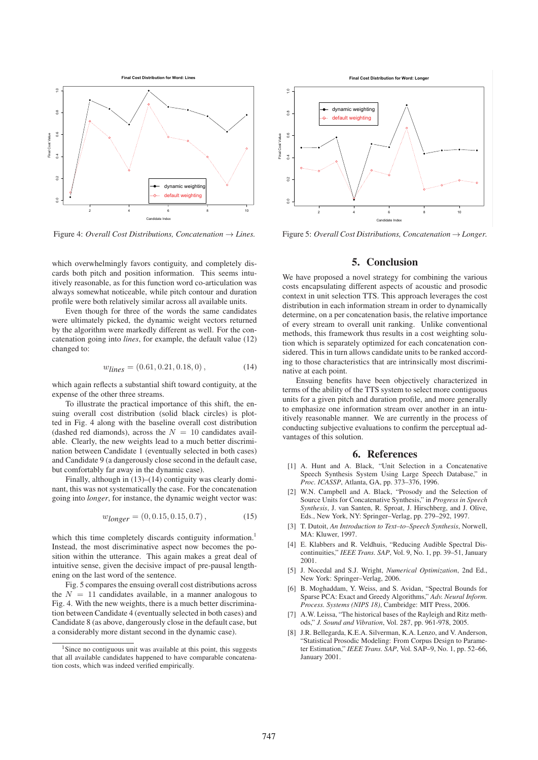Final Cost Distribution for Word: Lines

Final Cost Value

Candidate Index

dynamic weighting

default weighting

Figure 4: *Overall Cost Distributions, Concatenation → Lines.*

Final Cost Distribution for Word: Longer

Final Cost Value

Candidate Index

dynamic weighting

default weighting

Figure 5: *Overall Cost Distributions, Concatenation → Longer.*

which overwhelmingly favors contiguity, and completely discards both pitch and position information. This seems intuitively reasonable, as for this function word co-articulation was always somewhat noticeable, while pitch contour and duration profile were both relatively similar across all available units.

Even though for three of the words the same candidates were ultimately picked, the dynamic weight vectors returned by the algorithm were markedly different as well. For the concatenation going into *lines*, for example, the default value (12) changed to:

$$w_{lines} = (0.61, 0.21, 0.18, 0)\,, \tag{14}$$

which again reflects a substantial shift toward contiguity, at the expense of the other three streams.

To illustrate the practical importance of this shift, the ensuing overall cost distribution (solid black circles) is plotted in Fig. 4 along with the baseline overall cost distribution (dashed red diamonds), across the $N = 10$ candidates available. Clearly, the new weights lead to a much better discrimination between Candidate 1 (eventually selected in both cases) and Candidate 9 (a dangerously close second in the default case, but comfortably far away in the dynamic case).

Finally, although in (13)–(14) contiguity was clearly dominant, this was not systematically the case. For the concatenation going into *longer*, for instance, the dynamic weight vector was:

$$w_{longer} = (0, 0.15, 0.15, 0.7)\,, \tag{15}$$

which this time completely discards contiguity information.[1] Instead, the most discriminative aspect now becomes the position within the utterance. This again makes a great deal of intuitive sense, given the decisive impact of pre-pausal lengthening on the last word of the sentence.

Fig. 5 compares the ensuing overall cost distributions across the $N = 11$ candidates available, in a manner analogous to Fig. 4. With the new weights, there is a much better discrimination between Candidate 4 (eventually selected in both cases) and Candidate 8 (as above, dangerously close in the default case, but a considerably more distant second in the dynamic case).

[1] Since no contiguous unit was available at this point, this suggests that all available candidates happened to have comparable concatenation costs, which was indeed verified empirically.

## 5. Conclusion

We have proposed a novel strategy for combining the various costs encapsulating different aspects of acoustic and prosodic context in unit selection TTS. This approach leverages the cost distribution in each information stream in order to dynamically determine, on a per concatenation basis, the relative importance of every stream to overall unit ranking. Unlike conventional methods, this framework thus results in a cost weighting solution which is separately optimized for each concatenation considered. This in turn allows candidate units to be ranked according to those characteristics that are intrinsically most discriminative at each point.

Ensuing benefits have been objectively characterized in terms of the ability of the TTS system to select more contiguous units for a given pitch and duration profile, and more generally to emphasize one information stream over another in an intuitively reasonable manner. We are currently in the process of conducting subjective evaluations to confirm the perceptual advantages of this solution.

## 6. References

[1] A. Hunt and A. Black, "Unit Selection in a Concatenative Speech Synthesis System Using Large Speech Database," in *Proc. ICASSP*, Atlanta, GA, pp. 373–376, 1996.

[2] W.N. Campbell and A. Black, "Prosody and the Selection of Source Units for Concatenative Synthesis," in *Progress in Speech Synthesis*, J. van Santen, R. Sproat, J. Hirschberg, and J. Olive, Eds., New York, NY: Springer–Verlag, pp. 279–292, 1997.

[3] T. Dutoit, *An Introduction to Text–to–Speech Synthesis*, Norwell, MA: Kluwer, 1997.

[4] E. Klabbers and R. Veldhuis, "Reducing Audible Spectral Discontinuities," *IEEE Trans. SAP*, Vol. 9, No. 1, pp. 39–51, January 2001.

[5] J. Nocedal and S.J. Wright, *Numerical Optimization*, 2nd Ed., New York: Springer–Verlag, 2006.

[6] B. Moghaddam, Y. Weiss, and S. Avidan, "Spectral Bounds for Sparse PCA: Exact and Greedy Algorithms," *Adv. Neural Inform. Process. Systems (NIPS 18)*, Cambridge: MIT Press, 2006.

[7] A.W. Leissa, "The historical bases of the Rayleigh and Ritz methods," *J. Sound and Vibration*, Vol. 287, pp. 961-978, 2005.

[8] J.R. Bellegarda, K.E.A. Silverman, K.A. Lenzo, and V. Anderson, "Statistical Prosodic Modeling: From Corpus Design to Parameter Estimation," *IEEE Trans. SAP*, Vol. SAP–9, No. 1, pp. 52–66, January 2001.